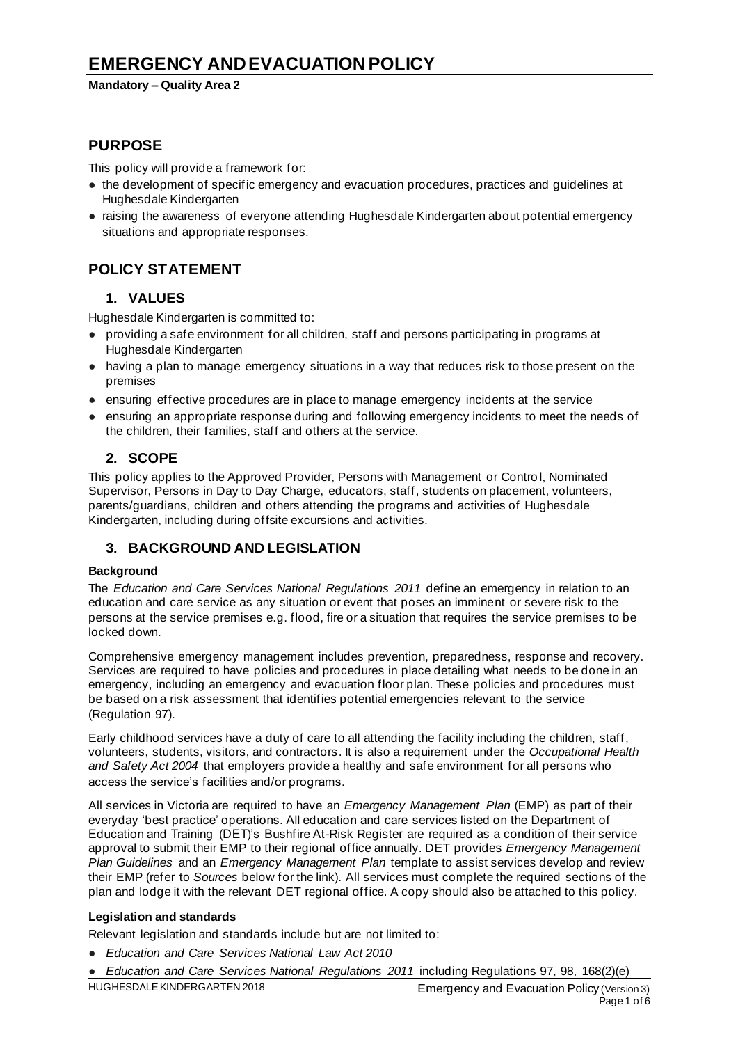# EMERGENCY AND EVACUATION POLICY

**Mandatory – Quality Area 2**

## PURPOSE

This policy will provide a framework for:

- the development of specific emergency and evacuation procedures, practices and guidelines at Hughesdale Kindergarten
- raising the awareness of everyone attending Hughesdale Kindergarten about potential emergency situations and appropriate responses.

## POLICY STATEMENT

### 1. VALUES

Hughesdale Kindergarten is committed to:

- providing a safe environment for all children, staff and persons participating in programs at Hughesdale Kindergarten
- having a plan to manage emergency situations in a way that reduces risk to those present on the premises
- ensuring effective procedures are in place to manage emergency incidents at the service
- ensuring an appropriate response during and following emergency incidents to meet the needs of the children, their families, staff and others at the service.

### 2. SCOPE

This policy applies to the Approved Provider, Persons with Management or Control, Nominated Supervisor, Persons in Day to Day Charge, educators, staff, students on placement, volunteers, parents/guardians, children and others attending the programs and activities of Hughesdale Kindergarten, including during offsite excursions and activities.

### 3. BACKGROUND AND LEGISLATION

**Background**

The *Education and Care Services National Regulations 2011* define an emergency in relation to an education and care service as any situation or event that poses an imminent or severe risk to the persons at the service premises e.g. flood, fire or a situation that requires the service premises to be locked down.

Comprehensive emergency management includes prevention, preparedness, response and recovery. Services are required to have policies and procedures in place detailing what needs to be done in an emergency, including an emergency and evacuation floor plan. These policies and procedures must be based on a risk assessment that identifies potential emergencies relevant to the service (Regulation 97).

Early childhood services have a duty of care to all attending the facility including the children, staff, volunteers, students, visitors, and contractors. It is also a requirement under the *Occupational Health and Safety Act 2004* that employers provide a healthy and safe environment for all persons who access the service's facilities and/or programs.

All services in Victoria are required to have an *Emergency Management Plan* (EMP) as part of their everyday 'best practice' operations. All education and care services listed on the Department of Education and Training (DET)'s Bushfire At-Risk Register are required as a condition of their service approval to submit their EMP to their regional office annually. DET provides *Emergency Management Plan Guidelines* and an *Emergency Management Plan* template to assist services develop and review their EMP (refer to *Sources* below for the link). All services must complete the required sections of the plan and lodge it with the relevant DET regional office. A copy should also be attached to this policy.

**Legislation and standards**

Relevant legislation and standards include but are not limited to:

- *Education and Care Services National Law Act 2010*
- *Education and Care Services National Regulations 2011* including Regulations 97, 98, 168(2)(e)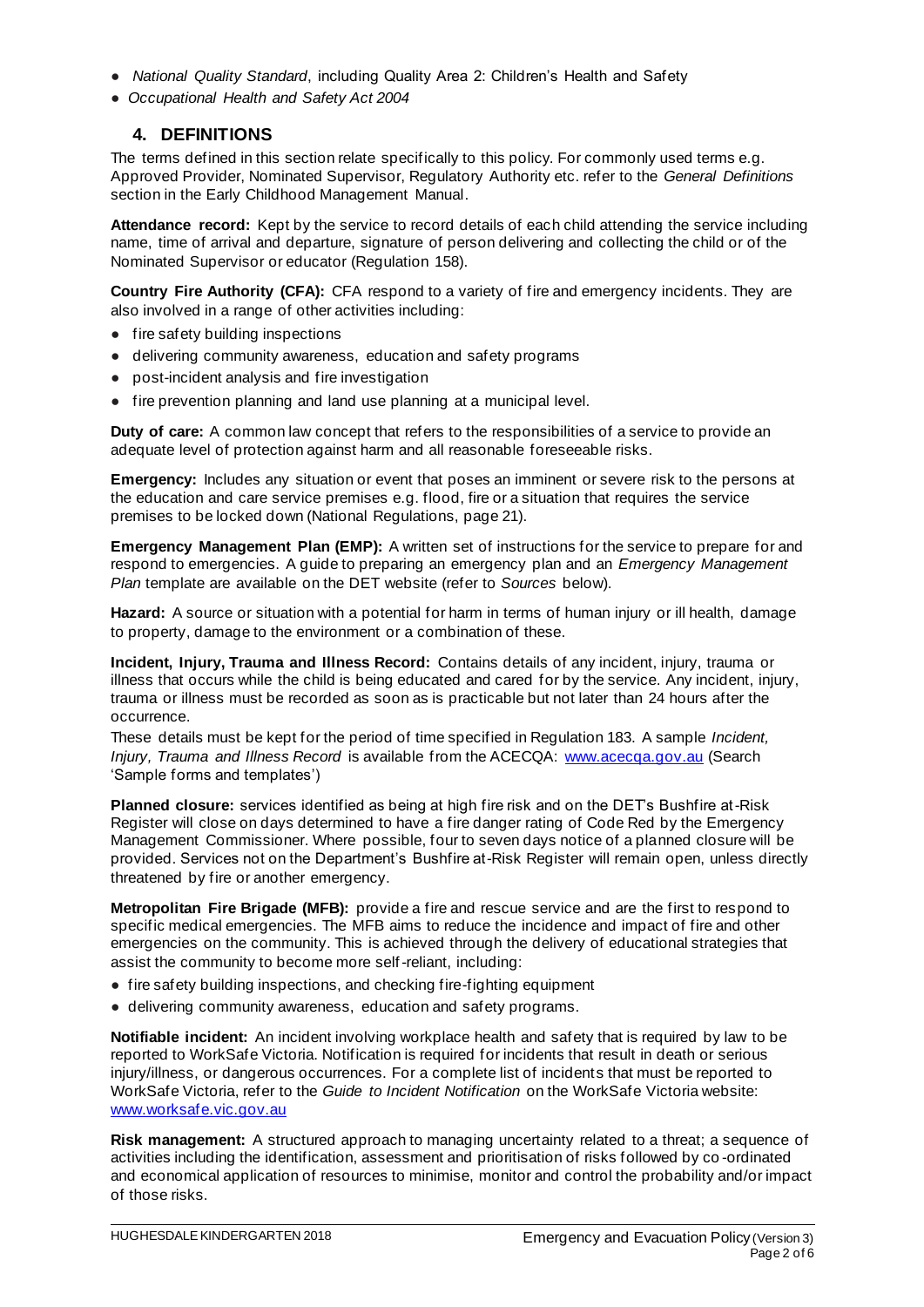- *National Quality Standard*, including Quality Area 2: Children's Health and Safety
- *Occupational Health and Safety Act 2004*

## 4. DEFINITIONS

The terms defined in this section relate specifically to this policy. For commonly used terms e.g. Approved Provider, Nominated Supervisor, Regulatory Authority etc. refer to the *General Definitions* section in the Early Childhood Management Manual.

**Attendance record:** Kept by the service to record details of each child attending the service including name, time of arrival and departure, signature of person delivering and collecting the child or of the Nominated Supervisor or educator (Regulation 158).

**Country Fire Authority (CFA):** CFA respond to a variety of fire and emergency incidents. They are also involved in a range of other activities including:

- fire safety building inspections
- delivering community awareness, education and safety programs
- post-incident analysis and fire investigation
- fire prevention planning and land use planning at a municipal level.

**Duty of care:** A common law concept that refers to the responsibilities of a service to provide an adequate level of protection against harm and all reasonable foreseeable risks.

**Emergency:** Includes any situation or event that poses an imminent or severe risk to the persons at the education and care service premises e.g. flood, fire or a situation that requires the service premises to be locked down (National Regulations, page 21).

**Emergency Management Plan (EMP):** A written set of instructions for the service to prepare for and respond to emergencies. A guide to preparing an emergency plan and an *Emergency Management Plan* template are available on the DET website (refer to *Sources* below).

**Hazard:** A source or situation with a potential for harm in terms of human injury or ill health, damage to property, damage to the environment or a combination of these.

**Incident, Injury, Trauma and Illness Record:** Contains details of any incident, injury, trauma or illness that occurs while the child is being educated and cared for by the service. Any incident, injury, trauma or illness must be recorded as soon as is practicable but not later than 24 hours after the occurrence.

These details must be kept for the period of time specified in Regulation 183. A sample *Incident, Injury, Trauma and Illness Record* is available from the ACECQA: www.acecqa.gov.au (Search 'Sample forms and templates')

**Planned closure:** services identified as being at high fire risk and on the DET's Bushfire at-Risk Register will close on days determined to have a fire danger rating of Code Red by the Emergency Management Commissioner. Where possible, four to seven days notice of a planned closure will be provided. Services not on the Department's Bushfire at-Risk Register will remain open, unless directly threatened by fire or another emergency.

**Metropolitan Fire Brigade (MFB):** provide a fire and rescue service and are the first to respond to specific medical emergencies. The MFB aims to reduce the incidence and impact of fire and other emergencies on the community. This is achieved through the delivery of educational strategies that assist the community to become more self-reliant, including:

- fire safety building inspections, and checking fire-fighting equipment
- delivering community awareness, education and safety programs.

**Notifiable incident:** An incident involving workplace health and safety that is required by law to be reported to WorkSafe Victoria. Notification is required for incidents that result in death or serious injury/illness, or dangerous occurrences. For a complete list of incidents that must be reported to WorkSafe Victoria, refer to the *Guide to Incident Notification* on the WorkSafe Victoria website: www.worksafe.vic.gov.au

**Risk management:** A structured approach to managing uncertainty related to a threat; a sequence of activities including the identification, assessment and prioritisation of risks followed by co-ordinated and economical application of resources to minimise, monitor and control the probability and/or impact of those risks.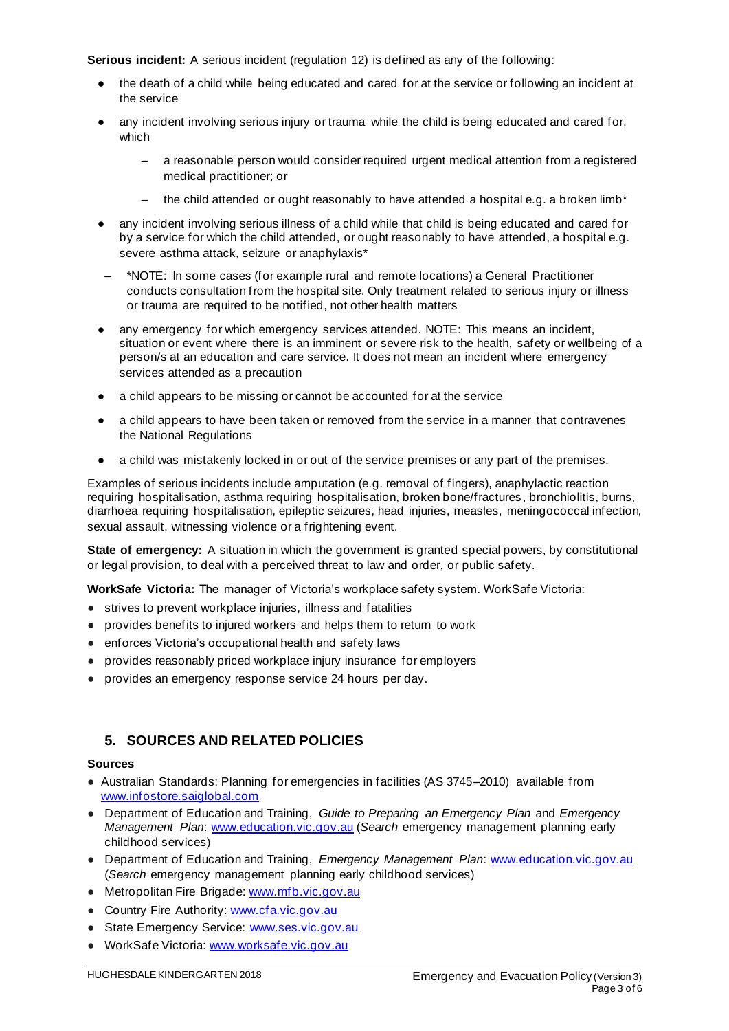**Serious incident:** A serious incident (regulation 12) is defined as any of the following:

- the death of a child while being educated and cared for at the service or following an incident at the service
- any incident involving serious injury or trauma while the child is being educated and cared for, which
  - a reasonable person would consider required urgent medical attention from a registered medical practitioner; or
  - the child attended or ought reasonably to have attended a hospital e.g. a broken limb*
- any incident involving serious illness of a child while that child is being educated and cared for by a service for which the child attended, or ought reasonably to have attended, a hospital e.g. severe asthma attack, seizure or anaphylaxis*
  - *NOTE: In some cases (for example rural and remote locations) a General Practitioner conducts consultation from the hospital site. Only treatment related to serious injury or illness or trauma are required to be notified, not other health matters
- any emergency for which emergency services attended. NOTE: This means an incident, situation or event where there is an imminent or severe risk to the health, safety or wellbeing of a person/s at an education and care service. It does not mean an incident where emergency services attended as a precaution
- a child appears to be missing or cannot be accounted for at the service
- a child appears to have been taken or removed from the service in a manner that contravenes the National Regulations
- a child was mistakenly locked in or out of the service premises or any part of the premises.

Examples of serious incidents include amputation (e.g. removal of fingers), anaphylactic reaction requiring hospitalisation, asthma requiring hospitalisation, broken bone/fractures, bronchiolitis, burns, diarrhoea requiring hospitalisation, epileptic seizures, head injuries, measles, meningococcal infection, sexual assault, witnessing violence or a frightening event.

**State of emergency:** A situation in which the government is granted special powers, by constitutional or legal provision, to deal with a perceived threat to law and order, or public safety.

**WorkSafe Victoria:** The manager of Victoria's workplace safety system. WorkSafe Victoria:

- strives to prevent workplace injuries, illness and fatalities
- provides benefits to injured workers and helps them to return to work
- enforces Victoria's occupational health and safety laws
- provides reasonably priced workplace injury insurance for employers
- provides an emergency response service 24 hours per day.

## 5. SOURCES AND RELATED POLICIES

**Sources**

- Australian Standards: Planning for emergencies in facilities (AS 3745–2010) available from www.infostore.saiglobal.com
- Department of Education and Training, *Guide to Preparing an Emergency Plan* and *Emergency Management Plan*: www.education.vic.gov.au (*Search* emergency management planning early childhood services)
- Department of Education and Training, *Emergency Management Plan*: www.education.vic.gov.au (*Search* emergency management planning early childhood services)
- Metropolitan Fire Brigade: www.mfb.vic.gov.au
- Country Fire Authority: www.cfa.vic.gov.au
- State Emergency Service: www.ses.vic.gov.au
- WorkSafe Victoria: www.worksafe.vic.gov.au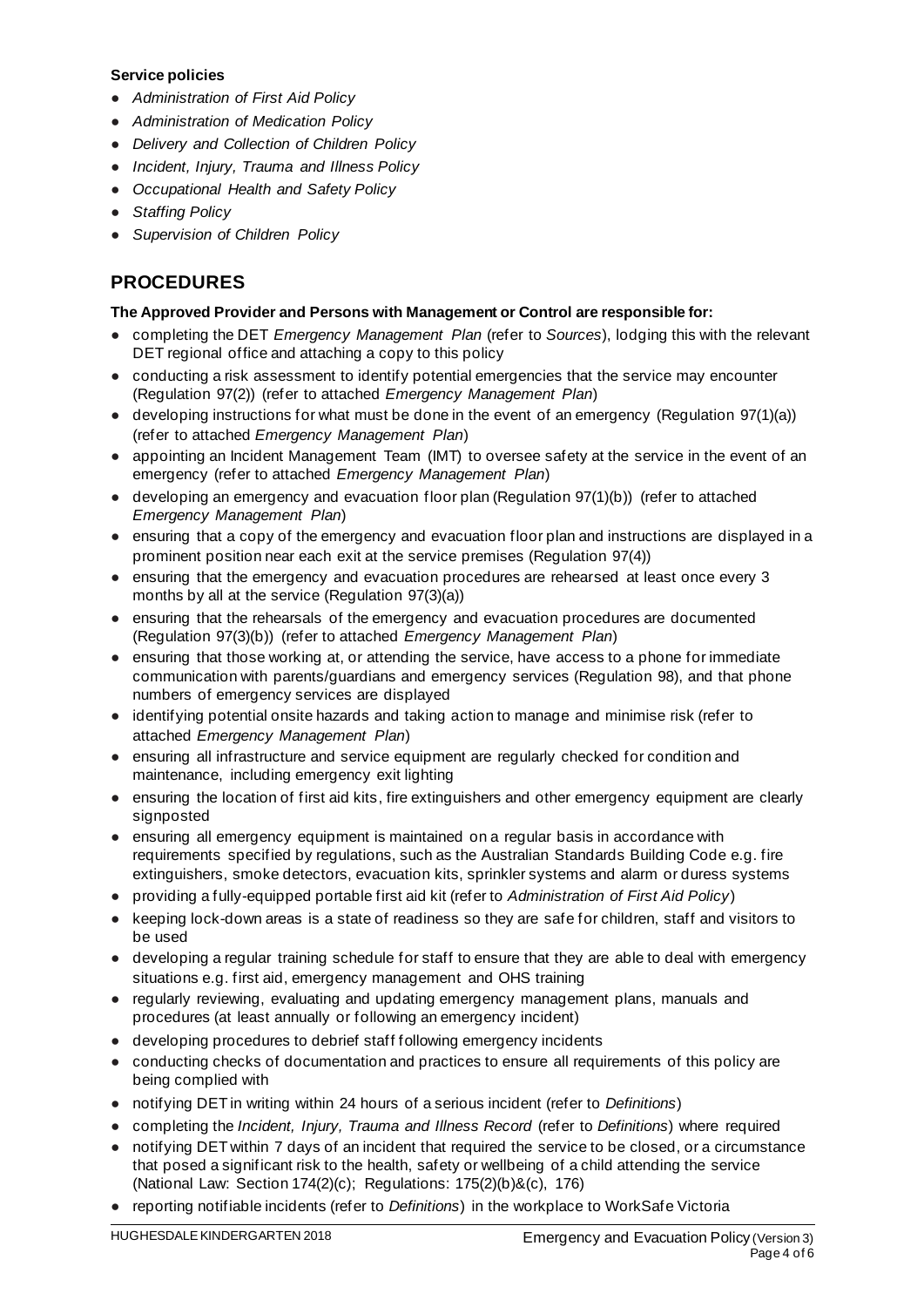**Service policies**

- *Administration of First Aid Policy*
- *Administration of Medication Policy*
- *Delivery and Collection of Children Policy*
- *Incident, Injury, Trauma and Illness Policy*
- *Occupational Health and Safety Policy*
- *Staffing Policy*
- *Supervision of Children Policy*

## PROCEDURES

**The Approved Provider and Persons with Management or Control are responsible for:**

- completing the DET *Emergency Management Plan* (refer to *Sources*), lodging this with the relevant DET regional office and attaching a copy to this policy
- conducting a risk assessment to identify potential emergencies that the service may encounter (Regulation 97(2)) (refer to attached *Emergency Management Plan*)
- developing instructions for what must be done in the event of an emergency (Regulation 97(1)(a)) (refer to attached *Emergency Management Plan*)
- appointing an Incident Management Team (IMT) to oversee safety at the service in the event of an emergency (refer to attached *Emergency Management Plan*)
- developing an emergency and evacuation floor plan (Regulation 97(1)(b)) (refer to attached *Emergency Management Plan*)
- ensuring that a copy of the emergency and evacuation floor plan and instructions are displayed in a prominent position near each exit at the service premises (Regulation 97(4))
- ensuring that the emergency and evacuation procedures are rehearsed at least once every 3 months by all at the service (Regulation 97(3)(a))
- ensuring that the rehearsals of the emergency and evacuation procedures are documented (Regulation 97(3)(b)) (refer to attached *Emergency Management Plan*)
- ensuring that those working at, or attending the service, have access to a phone for immediate communication with parents/guardians and emergency services (Regulation 98), and that phone numbers of emergency services are displayed
- identifying potential onsite hazards and taking action to manage and minimise risk (refer to attached *Emergency Management Plan*)
- ensuring all infrastructure and service equipment are regularly checked for condition and maintenance, including emergency exit lighting
- ensuring the location of first aid kits, fire extinguishers and other emergency equipment are clearly signposted
- ensuring all emergency equipment is maintained on a regular basis in accordance with requirements specified by regulations, such as the Australian Standards Building Code e.g. fire extinguishers, smoke detectors, evacuation kits, sprinkler systems and alarm or duress systems
- providing a fully-equipped portable first aid kit (refer to *Administration of First Aid Policy*)
- keeping lock-down areas is a state of readiness so they are safe for children, staff and visitors to be used
- developing a regular training schedule for staff to ensure that they are able to deal with emergency situations e.g. first aid, emergency management and OHS training
- regularly reviewing, evaluating and updating emergency management plans, manuals and procedures (at least annually or following an emergency incident)
- developing procedures to debrief staff following emergency incidents
- conducting checks of documentation and practices to ensure all requirements of this policy are being complied with
- notifying DET in writing within 24 hours of a serious incident (refer to *Definitions*)
- completing the *Incident, Injury, Trauma and Illness Record* (refer to *Definitions*) where required
- notifying DET within 7 days of an incident that required the service to be closed, or a circumstance that posed a significant risk to the health, safety or wellbeing of a child attending the service (National Law: Section 174(2)(c); Regulations: 175(2)(b)&(c), 176)
- reporting notifiable incidents (refer to *Definitions*) in the workplace to WorkSafe Victoria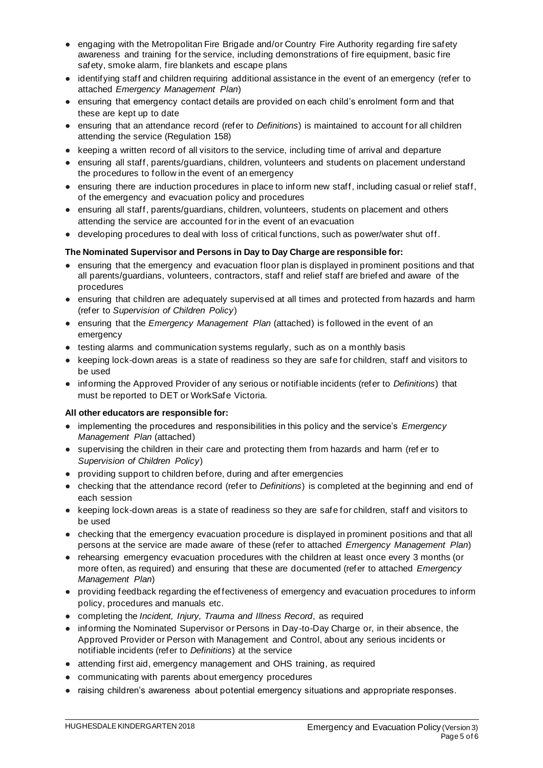- engaging with the Metropolitan Fire Brigade and/or Country Fire Authority regarding fire safety awareness and training for the service, including demonstrations of fire equipment, basic fire safety, smoke alarm, fire blankets and escape plans
- identifying staff and children requiring additional assistance in the event of an emergency (refer to attached *Emergency Management Plan*)
- ensuring that emergency contact details are provided on each child's enrolment form and that these are kept up to date
- ensuring that an attendance record (refer to *Definitions*) is maintained to account for all children attending the service (Regulation 158)
- keeping a written record of all visitors to the service, including time of arrival and departure
- ensuring all staff, parents/guardians, children, volunteers and students on placement understand the procedures to follow in the event of an emergency
- ensuring there are induction procedures in place to inform new staff, including casual or relief staff, of the emergency and evacuation policy and procedures
- ensuring all staff, parents/guardians, children, volunteers, students on placement and others attending the service are accounted for in the event of an evacuation
- developing procedures to deal with loss of critical functions, such as power/water shut off.

**The Nominated Supervisor and Persons in Day to Day Charge are responsible for:**

- ensuring that the emergency and evacuation floor plan is displayed in prominent positions and that all parents/guardians, volunteers, contractors, staff and relief staff are briefed and aware of the procedures
- ensuring that children are adequately supervised at all times and protected from hazards and harm (refer to *Supervision of Children Policy*)
- ensuring that the *Emergency Management Plan* (attached) is followed in the event of an emergency
- testing alarms and communication systems regularly, such as on a monthly basis
- keeping lock-down areas is a state of readiness so they are safe for children, staff and visitors to be used
- informing the Approved Provider of any serious or notifiable incidents (refer to *Definitions*) that must be reported to DET or WorkSafe Victoria.

**All other educators are responsible for:**

- implementing the procedures and responsibilities in this policy and the service's *Emergency Management Plan* (attached)
- supervising the children in their care and protecting them from hazards and harm (refer to *Supervision of Children Policy*)
- providing support to children before, during and after emergencies
- checking that the attendance record (refer to *Definitions*) is completed at the beginning and end of each session
- keeping lock-down areas is a state of readiness so they are safe for children, staff and visitors to be used
- checking that the emergency evacuation procedure is displayed in prominent positions and that all persons at the service are made aware of these (refer to attached *Emergency Management Plan*)
- rehearsing emergency evacuation procedures with the children at least once every 3 months (or more often, as required) and ensuring that these are documented (refer to attached *Emergency Management Plan*)
- providing feedback regarding the effectiveness of emergency and evacuation procedures to inform policy, procedures and manuals etc.
- completing the *Incident, Injury, Trauma and Illness Record*, as required
- informing the Nominated Supervisor or Persons in Day-to-Day Charge or, in their absence, the Approved Provider or Person with Management and Control, about any serious incidents or notifiable incidents (refer to *Definitions*) at the service
- attending first aid, emergency management and OHS training, as required
- communicating with parents about emergency procedures
- raising children's awareness about potential emergency situations and appropriate responses.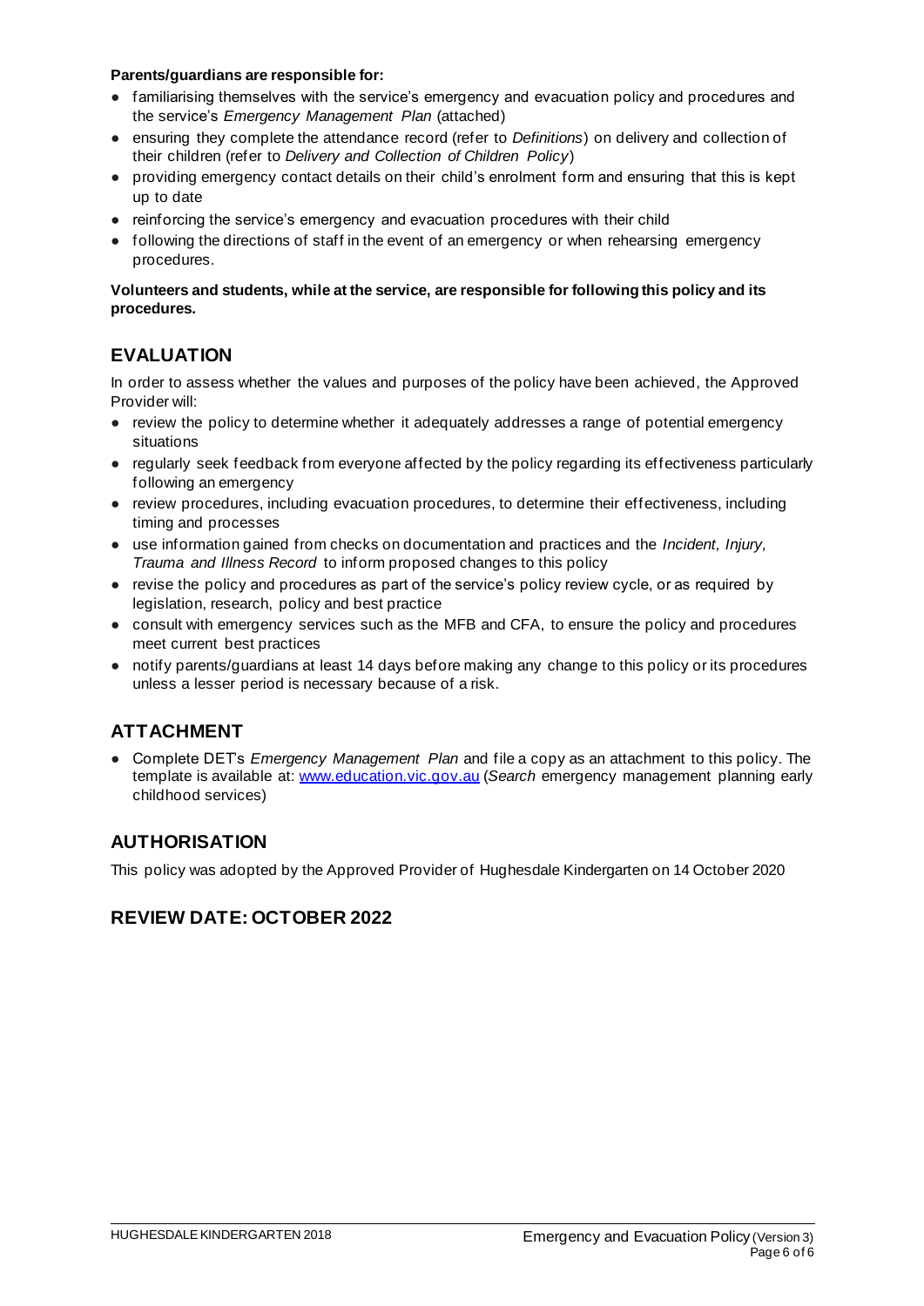**Parents/guardians are responsible for:**

- familiarising themselves with the service's emergency and evacuation policy and procedures and the service's *Emergency Management Plan* (attached)
- ensuring they complete the attendance record (refer to *Definitions*) on delivery and collection of their children (refer to *Delivery and Collection of Children Policy*)
- providing emergency contact details on their child's enrolment form and ensuring that this is kept up to date
- reinforcing the service's emergency and evacuation procedures with their child
- following the directions of staff in the event of an emergency or when rehearsing emergency procedures.

**Volunteers and students, while at the service, are responsible for following this policy and its procedures.**

## EVALUATION

In order to assess whether the values and purposes of the policy have been achieved, the Approved Provider will:

- review the policy to determine whether it adequately addresses a range of potential emergency situations
- regularly seek feedback from everyone affected by the policy regarding its effectiveness particularly following an emergency
- review procedures, including evacuation procedures, to determine their effectiveness, including timing and processes
- use information gained from checks on documentation and practices and the *Incident, Injury, Trauma and Illness Record* to inform proposed changes to this policy
- revise the policy and procedures as part of the service's policy review cycle, or as required by legislation, research, policy and best practice
- consult with emergency services such as the MFB and CFA, to ensure the policy and procedures meet current best practices
- notify parents/guardians at least 14 days before making any change to this policy or its procedures unless a lesser period is necessary because of a risk.

## ATTACHMENT

- Complete DET's *Emergency Management Plan* and file a copy as an attachment to this policy. The template is available at: www.education.vic.gov.au (*Search* emergency management planning early childhood services)

## AUTHORISATION

This policy was adopted by the Approved Provider of Hughesdale Kindergarten on 14 October 2020

## REVIEW DATE: OCTOBER 2022